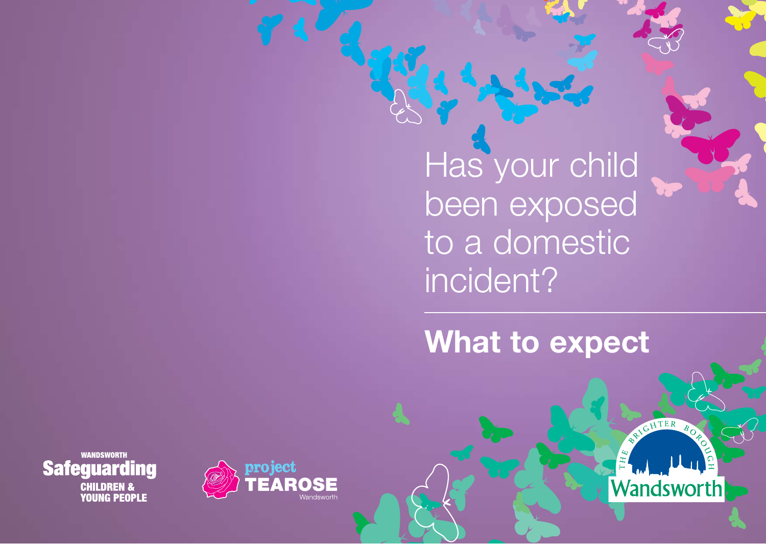# Has your child been exposed to a domestic incident?

## What to expect

WANDSWORTH
**Safeguarding**
CHILDREN & YOUNG PEOPLE

project
**TEAROSE**
Wandsworth

THE BRIGHTER BOROUGH
Wandsworth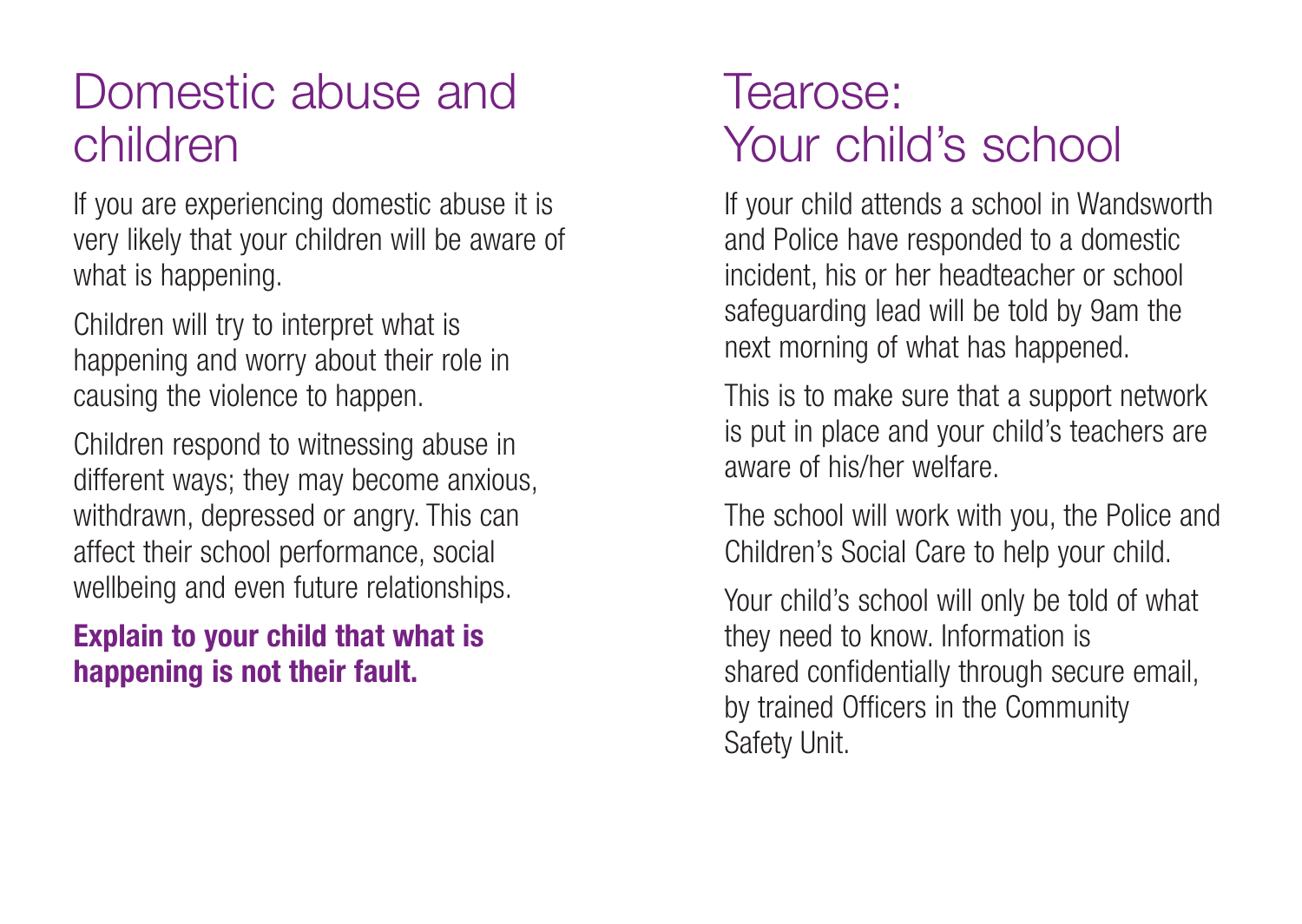# Domestic abuse and children

If you are experiencing domestic abuse it is very likely that your children will be aware of what is happening.

Children will try to interpret what is happening and worry about their role in causing the violence to happen.

Children respond to witnessing abuse in different ways; they may become anxious, withdrawn, depressed or angry. This can affect their school performance, social wellbeing and even future relationships.

**Explain to your child that what is happening is not their fault.**

# Tearose: Your child's school

If your child attends a school in Wandsworth and Police have responded to a domestic incident, his or her headteacher or school safeguarding lead will be told by 9am the next morning of what has happened.

This is to make sure that a support network is put in place and your child's teachers are aware of his/her welfare.

The school will work with you, the Police and Children's Social Care to help your child.

Your child's school will only be told of what they need to know. Information is shared confidentially through secure email, by trained Officers in the Community Safety Unit.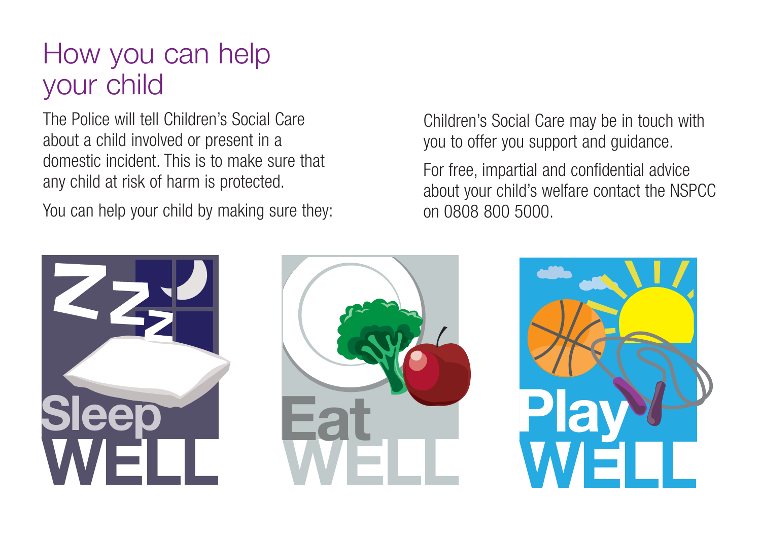# How you can help your child

The Police will tell Children's Social Care about a child involved or present in a domestic incident. This is to make sure that any child at risk of harm is protected.

You can help your child by making sure they:

Children's Social Care may be in touch with you to offer you support and guidance.

For free, impartial and confidential advice about your child's welfare contact the NSPCC on 0808 800 5000.

Sleep WELL

Eat WELL

Play WELL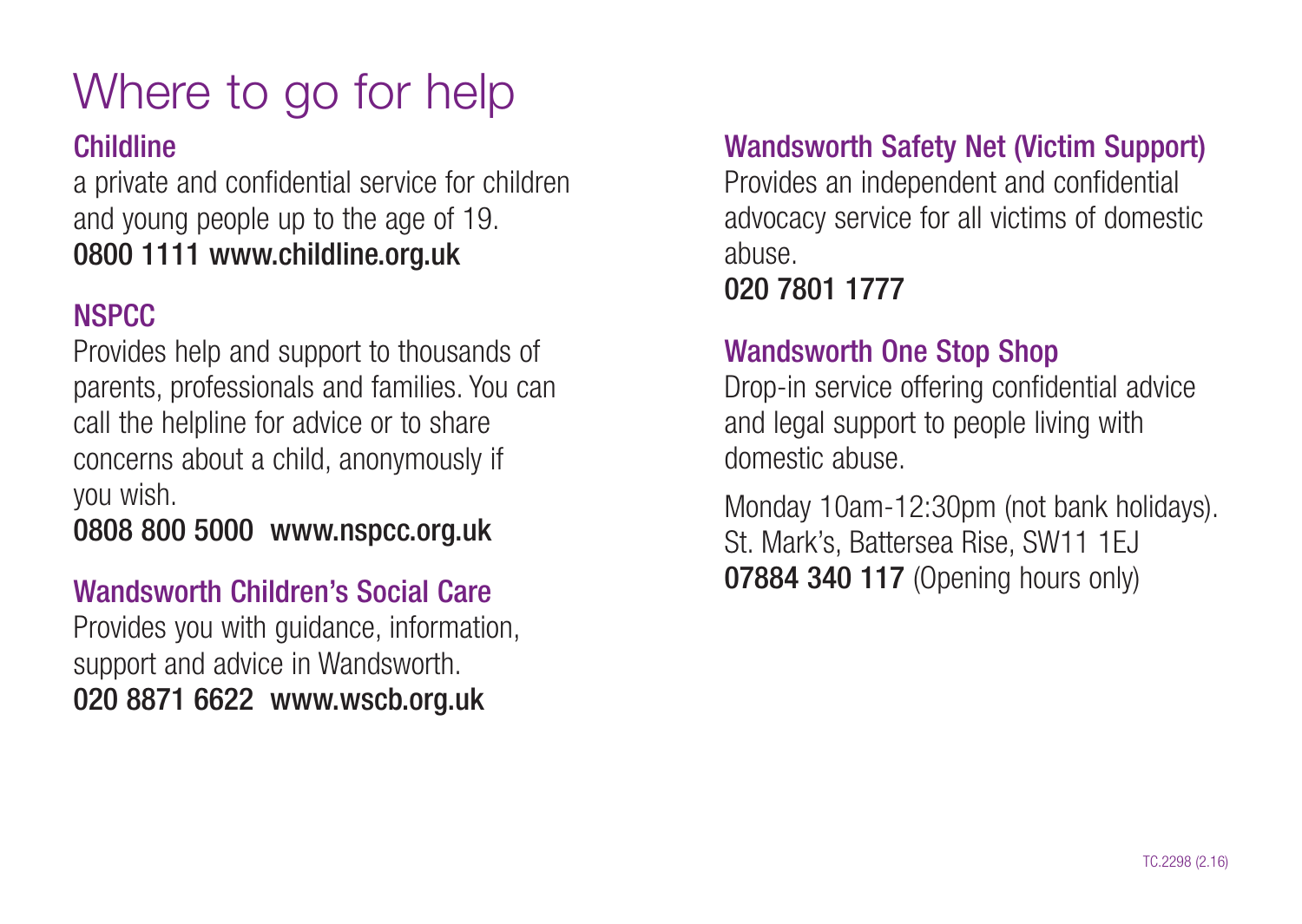# Where to go for help

## Childline

a private and confidential service for children and young people up to the age of 19.

**0800 1111 www.childline.org.uk**

## NSPCC

Provides help and support to thousands of parents, professionals and families. You can call the helpline for advice or to share concerns about a child, anonymously if you wish.

**0808 800 5000 www.nspcc.org.uk**

## Wandsworth Children's Social Care

Provides you with guidance, information, support and advice in Wandsworth.

**020 8871 6622 www.wscb.org.uk**

## Wandsworth Safety Net (Victim Support)

Provides an independent and confidential advocacy service for all victims of domestic abuse.

**020 7801 1777**

## Wandsworth One Stop Shop

Drop-in service offering confidential advice and legal support to people living with domestic abuse.

Monday 10am-12:30pm (not bank holidays).
St. Mark's, Battersea Rise, SW11 1EJ
**07884 340 117** (Opening hours only)

TC.2298 (2.16)